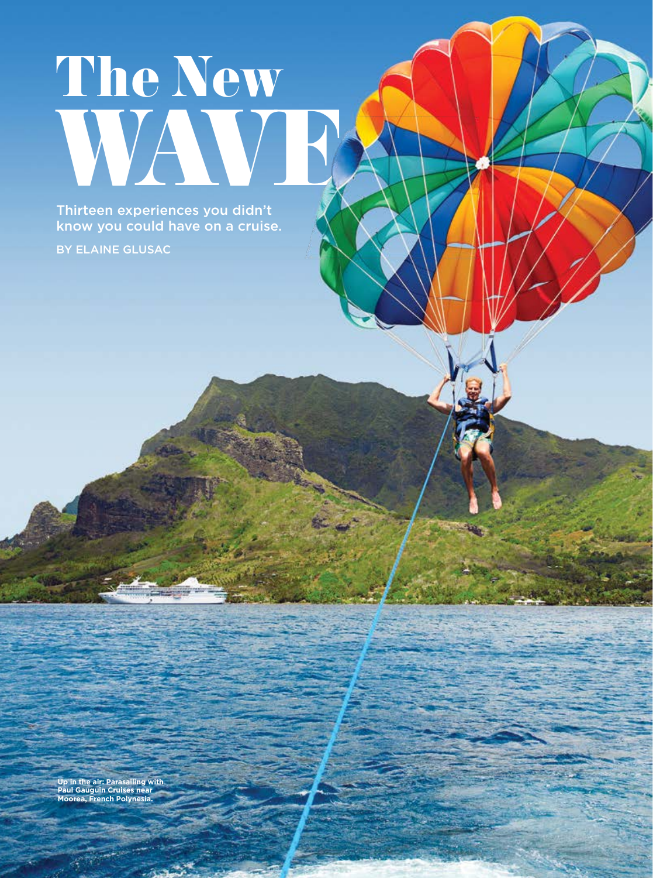# The New WAVE

Thirteen experiences you didn't know you could have on a cruise.

BY ELAINE GLUSAC

**Up in the air: Parasailing with Paul Gauguin Cruises near Moorea, French Polynesia.**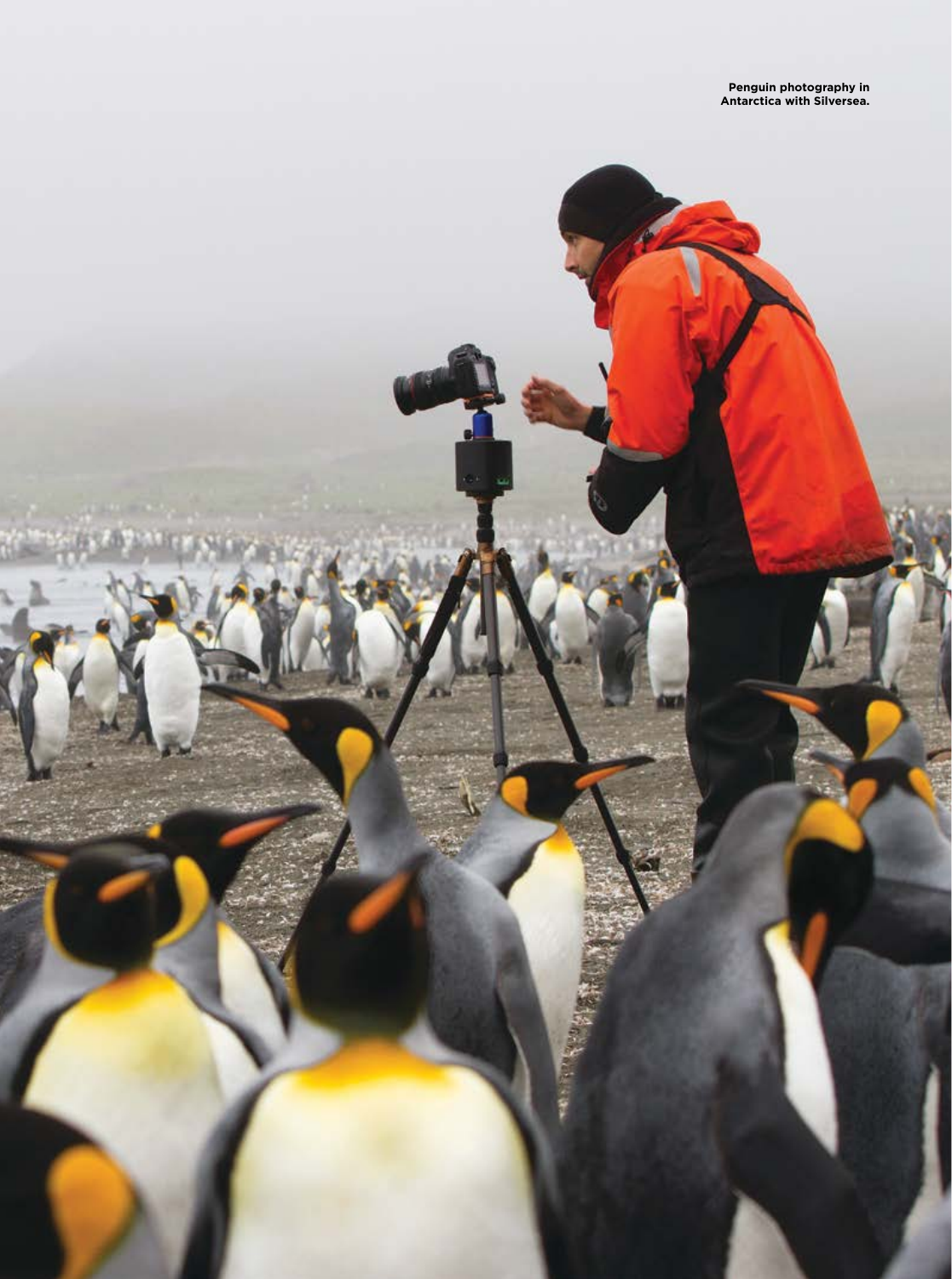**Penguin photography in Antarctica with Silversea.**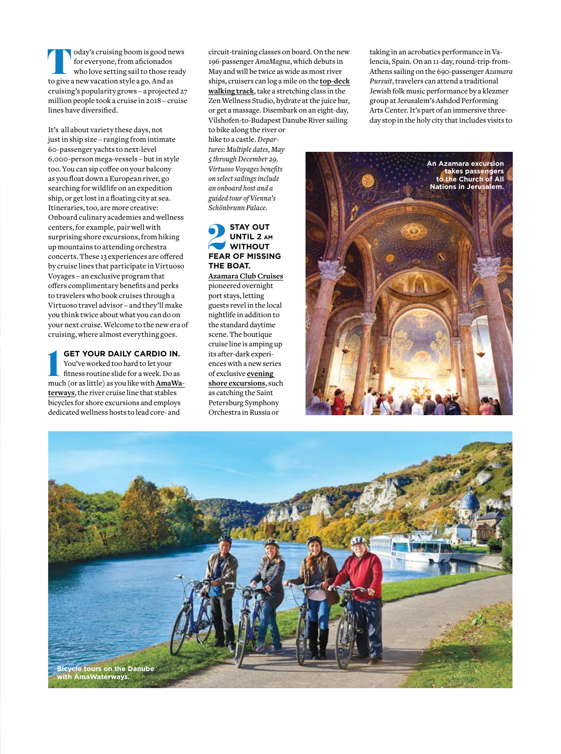Today's cruising boom is good news for everyone, from aficionados who love setting sail to those ready to give a new vacation style a go. And as cruising's popularity grows – a projected 27 million people took a cruise in 2018 – cruise lines have diversified.

It's all about variety these days, not just in ship size – ranging from intimate 60-passenger yachts to next-level 6,000-person mega-vessels – but in style too. You can sip coffee on your balcony as you float down a European river, go searching for wildlife on an expedition ship, or get lost in a floating city at sea. Itineraries, too, are more creative: Onboard culinary academies and wellness centers, for example, pair well with surprising shore excursions, from hiking up mountains to attending orchestra concerts. These 13 experiences are offered by cruise lines that participate in Virtuoso Voyages – an exclusive program that offers complimentary benefits and perks to travelers who book cruises through a Virtuoso travel advisor – and they'll make you think twice about what you can do on your next cruise. Welcome to the new era of cruising, where almost everything goes.

## 1 GET YOUR DAILY CARDIO IN.

You've worked too hard to let your fitness routine slide for a week. Do as much (or as little) as you like with **AmaWaterways**, the river cruise line that stables bicycles for shore excursions and employs dedicated wellness hosts to lead core- and circuit-training classes on board. On the new 196-passenger *AmaMagna*, which debuts in May and will be twice as wide as most river ships, cruisers can log a mile on the **top-deck walking track**, take a stretching class in the Zen Wellness Studio, hydrate at the juice bar, or get a massage. Disembark on an eight-day, Vilshofen-to-Budapest Danube River sailing to bike along the river or hike to a castle. *Departures: Multiple dates, May 5 through December 29. Virtuoso Voyages benefits on select sailings include an onboard host and a guided tour of Vienna's Schönbrunn Palace.*

## 2 STAY OUT UNTIL 2 AM WITHOUT FEAR OF MISSING THE BOAT.

**Azamara Club Cruises** pioneered overnight port stays, letting guests revel in the local nightlife in addition to the standard daytime scene. The boutique cruise line is amping up its after-dark experiences with a new series of exclusive **evening shore excursions**, such as catching the Saint Petersburg Symphony Orchestra in Russia or taking in an acrobatics performance in Valencia, Spain. On an 11-day, round-trip-from-Athens sailing on the 690-passenger *Azamara Pursuit*, travelers can attend a traditional Jewish folk music performance by a klezmer group at Jerusalem's Ashdod Performing Arts Center. It's part of an immersive three-day stop in the holy city that includes visits to

An Azamara excursion takes passengers to the Church of All Nations in Jerusalem.

Bicycle tours on the Danube with AmaWaterways.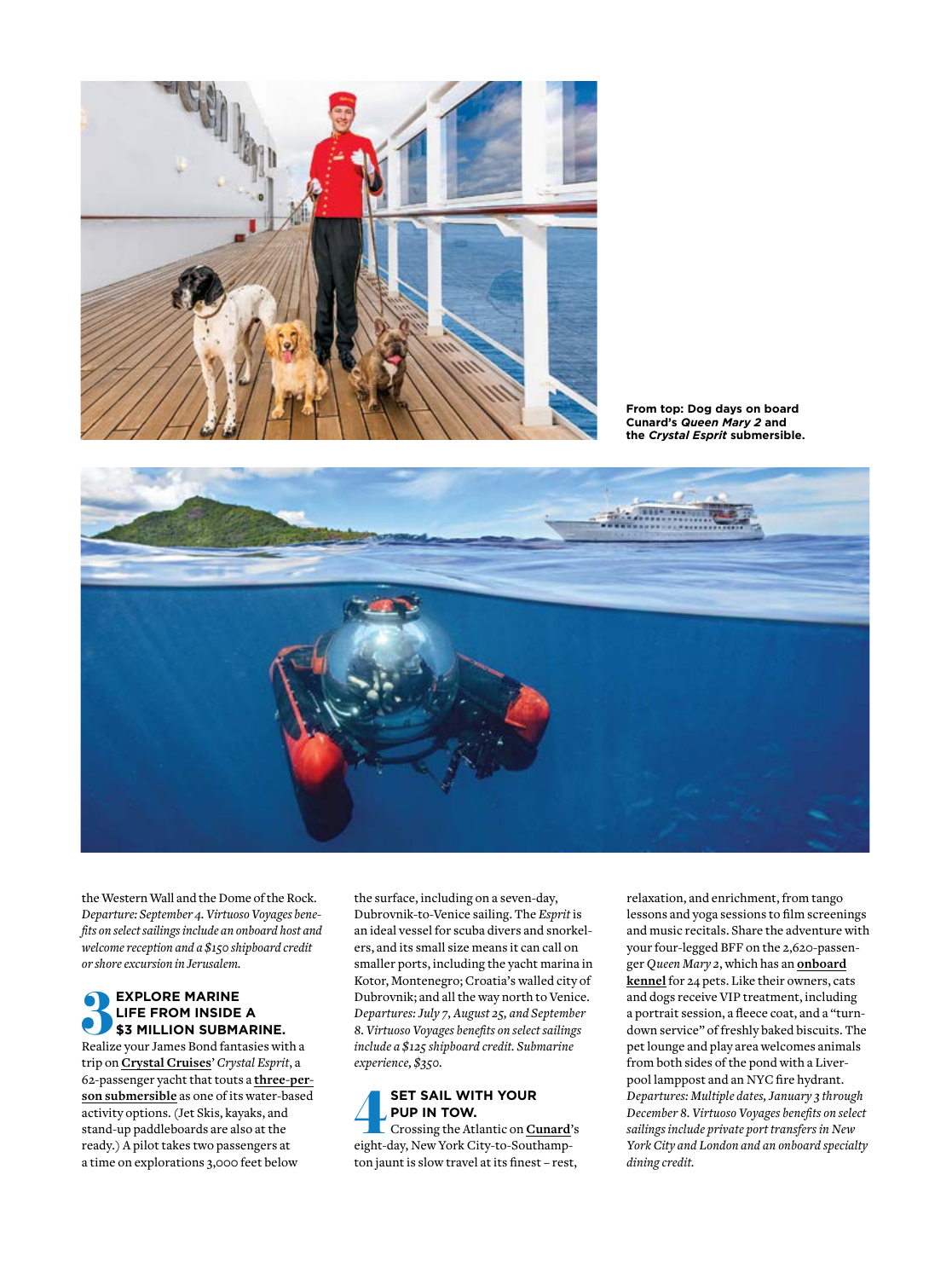From top: Dog days on board Cunard's ***Queen Mary 2*** and the ***Crystal Esprit*** submersible.

the Western Wall and the Dome of the Rock. *Departure: September 4. Virtuoso Voyages benefits on select sailings include an onboard host and welcome reception and a $150 shipboard credit or shore excursion in Jerusalem.*

## 3 EXPLORE MARINE LIFE FROM INSIDE A $3 MILLION SUBMARINE.

Realize your James Bond fantasies with a trip on **Crystal Cruises**' *Crystal Esprit*, a 62-passenger yacht that touts a **three-person submersible** as one of its water-based activity options. (Jet Skis, kayaks, and stand-up paddleboards are also at the ready.) A pilot takes two passengers at a time on explorations 3,000 feet below the surface, including on a seven-day, Dubrovnik-to-Venice sailing. The *Esprit* is an ideal vessel for scuba divers and snorkelers, and its small size means it can call on smaller ports, including the yacht marina in Kotor, Montenegro; Croatia's walled city of Dubrovnik; and all the way north to Venice. *Departures: July 7, August 25, and September 8. Virtuoso Voyages benefits on select sailings include a $125 shipboard credit. Submarine experience, $350.*

## 4 SET SAIL WITH YOUR PUP IN TOW.

Crossing the Atlantic on **Cunard**'s eight-day, New York City-to-Southampton jaunt is slow travel at its finest – rest, relaxation, and enrichment, from tango lessons and yoga sessions to film screenings and music recitals. Share the adventure with your four-legged BFF on the 2,620-passenger *Queen Mary 2*, which has an **onboard kennel** for 24 pets. Like their owners, cats and dogs receive VIP treatment, including a portrait session, a fleece coat, and a "turndown service" of freshly baked biscuits. The pet lounge and play area welcomes animals from both sides of the pond with a Liverpool lamppost and an NYC fire hydrant. *Departures: Multiple dates, January 3 through December 8. Virtuoso Voyages benefits on select sailings include private port transfers in New York City and London and an onboard specialty dining credit.*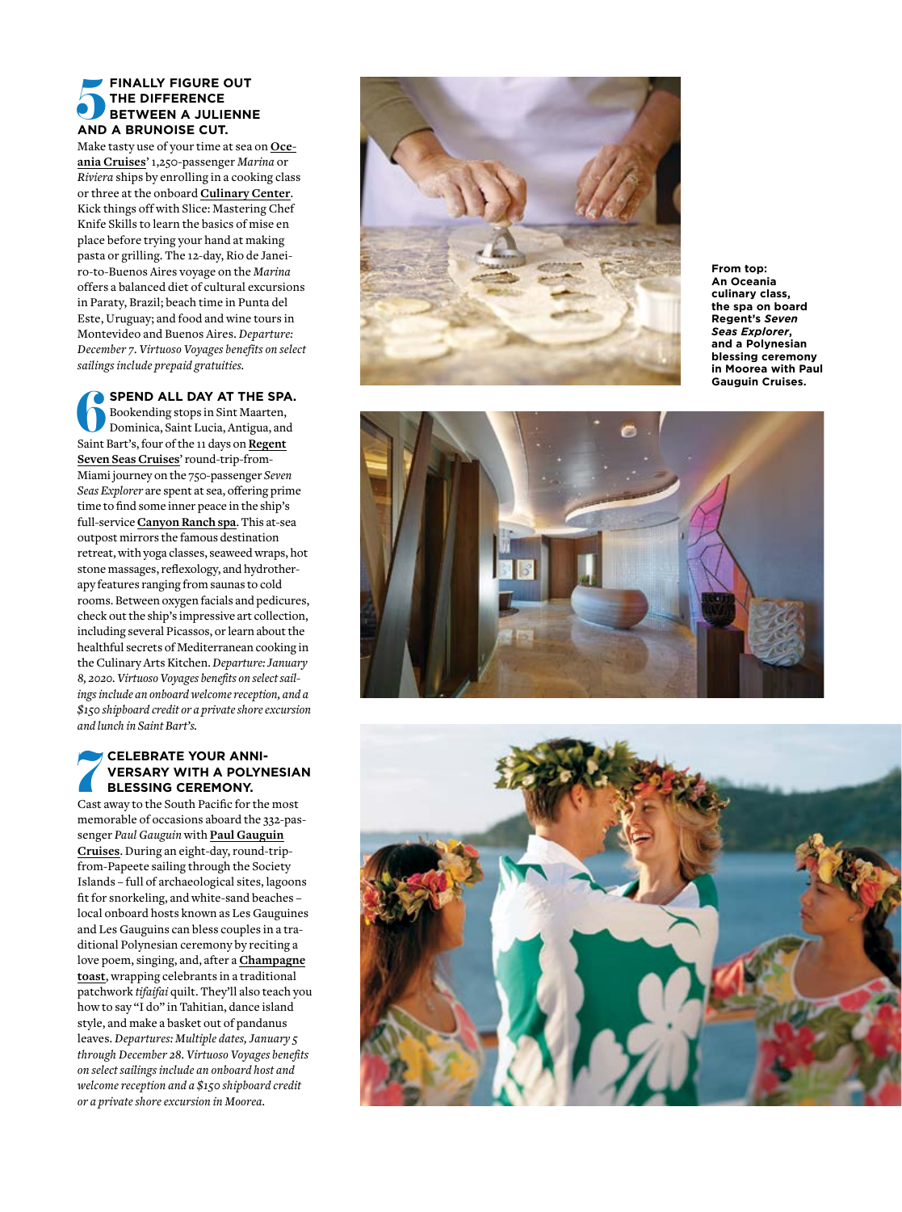## 5 FINALLY FIGURE OUT THE DIFFERENCE BETWEEN A JULIENNE AND A BRUNOISE CUT.

Make tasty use of your time at sea on **Oceania Cruises**' 1,250-passenger *Marina* or *Riviera* ships by enrolling in a cooking class or three at the onboard **Culinary Center**. Kick things off with Slice: Mastering Chef Knife Skills to learn the basics of mise en place before trying your hand at making pasta or grilling. The 12-day, Rio de Janeiro-to-Buenos Aires voyage on the *Marina* offers a balanced diet of cultural excursions in Paraty, Brazil; beach time in Punta del Este, Uruguay; and food and wine tours in Montevideo and Buenos Aires. *Departure: December 7. Virtuoso Voyages benefits on select sailings include prepaid gratuities.*

## 6 SPEND ALL DAY AT THE SPA.

Bookending stops in Sint Maarten, Dominica, Saint Lucia, Antigua, and Saint Bart's, four of the 11 days on **Regent Seven Seas Cruises**' round-trip-from-Miami journey on the 750-passenger *Seven Seas Explorer* are spent at sea, offering prime time to find some inner peace in the ship's full-service **Canyon Ranch spa**. This at-sea outpost mirrors the famous destination retreat, with yoga classes, seaweed wraps, hot stone massages, reflexology, and hydrotherapy features ranging from saunas to cold rooms. Between oxygen facials and pedicures, check out the ship's impressive art collection, including several Picassos, or learn about the healthful secrets of Mediterranean cooking in the Culinary Arts Kitchen. *Departure: January 8, 2020. Virtuoso Voyages benefits on select sailings include an onboard welcome reception, and a $150 shipboard credit or a private shore excursion and lunch in Saint Bart's.*

## 7 CELEBRATE YOUR ANNIVERSARY WITH A POLYNESIAN BLESSING CEREMONY.

Cast away to the South Pacific for the most memorable of occasions aboard the 332-passenger *Paul Gauguin* with **Paul Gauguin Cruises**. During an eight-day, round-trip-from-Papeete sailing through the Society Islands – full of archaeological sites, lagoons fit for snorkeling, and white-sand beaches – local onboard hosts known as Les Gauguines and Les Gauguins can bless couples in a traditional Polynesian ceremony by reciting a love poem, singing, and, after a **Champagne toast**, wrapping celebrants in a traditional patchwork *tifaifai* quilt. They'll also teach you how to say "I do" in Tahitian, dance island style, and make a basket out of pandanus leaves. *Departures: Multiple dates, January 5 through December 28. Virtuoso Voyages benefits on select sailings include an onboard host and welcome reception and a $150 shipboard credit or a private shore excursion in Moorea.*

**From top: An Oceania culinary class, the spa on board Regent's *Seven Seas Explorer*, and a Polynesian blessing ceremony in Moorea with Paul Gauguin Cruises.**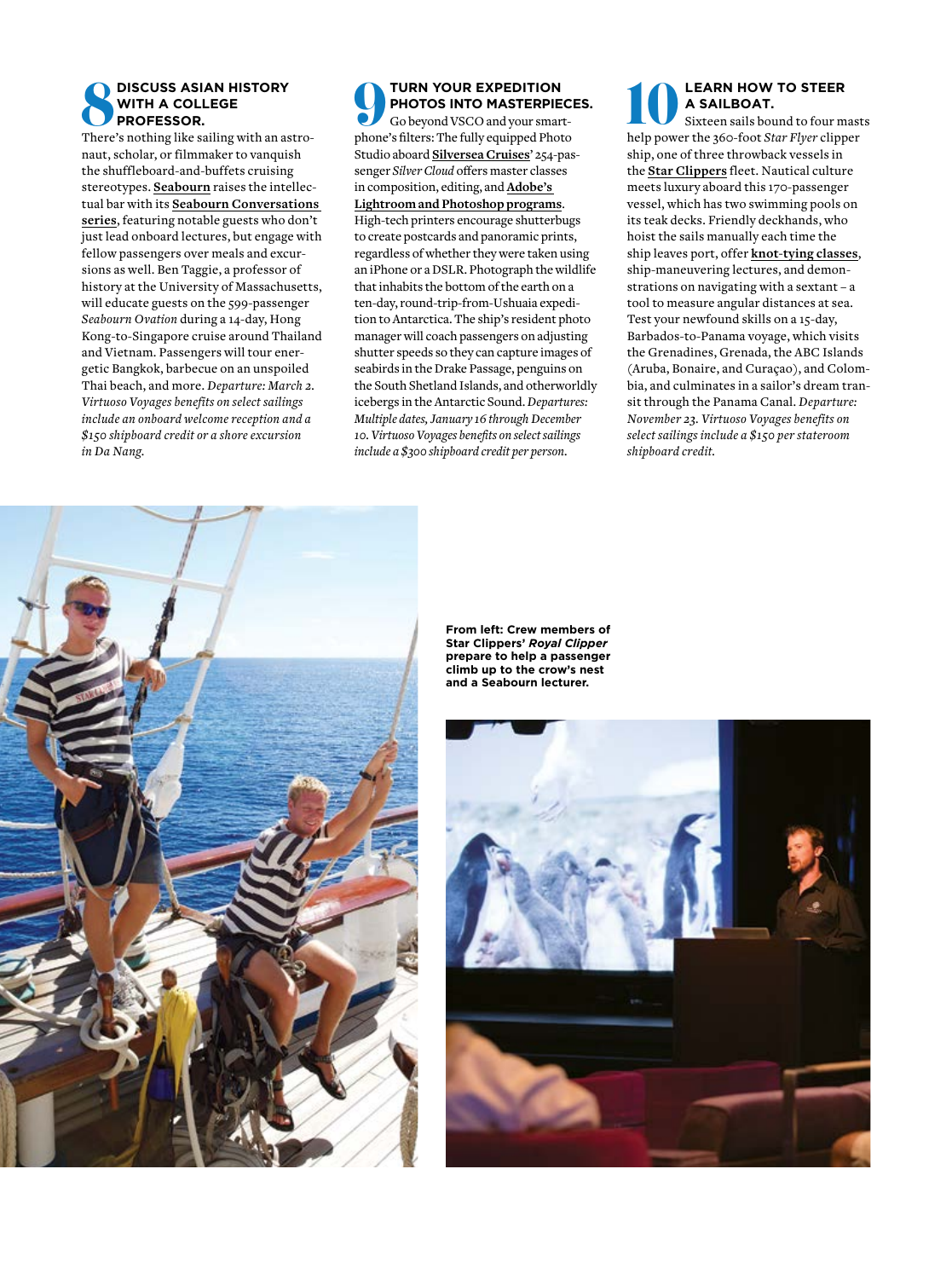## 8 DISCUSS ASIAN HISTORY WITH A COLLEGE PROFESSOR.

There's nothing like sailing with an astronaut, scholar, or filmmaker to vanquish the shuffleboard-and-buffets cruising stereotypes. **Seabourn** raises the intellectual bar with its **Seabourn Conversations series**, featuring notable guests who don't just lead onboard lectures, but engage with fellow passengers over meals and excursions as well. Ben Taggie, a professor of history at the University of Massachusetts, will educate guests on the 599-passenger *Seabourn Ovation* during a 14-day, Hong Kong-to-Singapore cruise around Thailand and Vietnam. Passengers will tour energetic Bangkok, barbecue on an unspoiled Thai beach, and more. *Departure: March 2. Virtuoso Voyages benefits on select sailings include an onboard welcome reception and a $150 shipboard credit or a shore excursion in Da Nang.*

## 9 TURN YOUR EXPEDITION PHOTOS INTO MASTERPIECES.

Go beyond VSCO and your smartphone's filters: The fully equipped Photo Studio aboard **Silversea Cruises**' 254-passenger *Silver Cloud* offers master classes in composition, editing, and **Adobe's Lightroom and Photoshop programs**. High-tech printers encourage shutterbugs to create postcards and panoramic prints, regardless of whether they were taken using an iPhone or a DSLR. Photograph the wildlife that inhabits the bottom of the earth on a ten-day, round-trip-from-Ushuaia expedition to Antarctica. The ship's resident photo manager will coach passengers on adjusting shutter speeds so they can capture images of seabirds in the Drake Passage, penguins on the South Shetland Islands, and otherworldly icebergs in the Antarctic Sound. *Departures: Multiple dates, January 16 through December 10. Virtuoso Voyages benefits on select sailings include a $300 shipboard credit per person.*

## 10 LEARN HOW TO STEER A SAILBOAT.

Sixteen sails bound to four masts help power the 360-foot *Star Flyer* clipper ship, one of three throwback vessels in the **Star Clippers** fleet. Nautical culture meets luxury aboard this 170-passenger vessel, which has two swimming pools on its teak decks. Friendly deckhands, who hoist the sails manually each time the ship leaves port, offer **knot-tying classes**, ship-maneuvering lectures, and demonstrations on navigating with a sextant – a tool to measure angular distances at sea. Test your newfound skills on a 15-day, Barbados-to-Panama voyage, which visits the Grenadines, Grenada, the ABC Islands (Aruba, Bonaire, and Curaçao), and Colombia, and culminates in a sailor's dream transit through the Panama Canal. *Departure: November 23. Virtuoso Voyages benefits on select sailings include a $150 per stateroom shipboard credit.*

**From left: Crew members of Star Clippers' *Royal Clipper* prepare to help a passenger climb up to the crow's nest and a Seabourn lecturer.**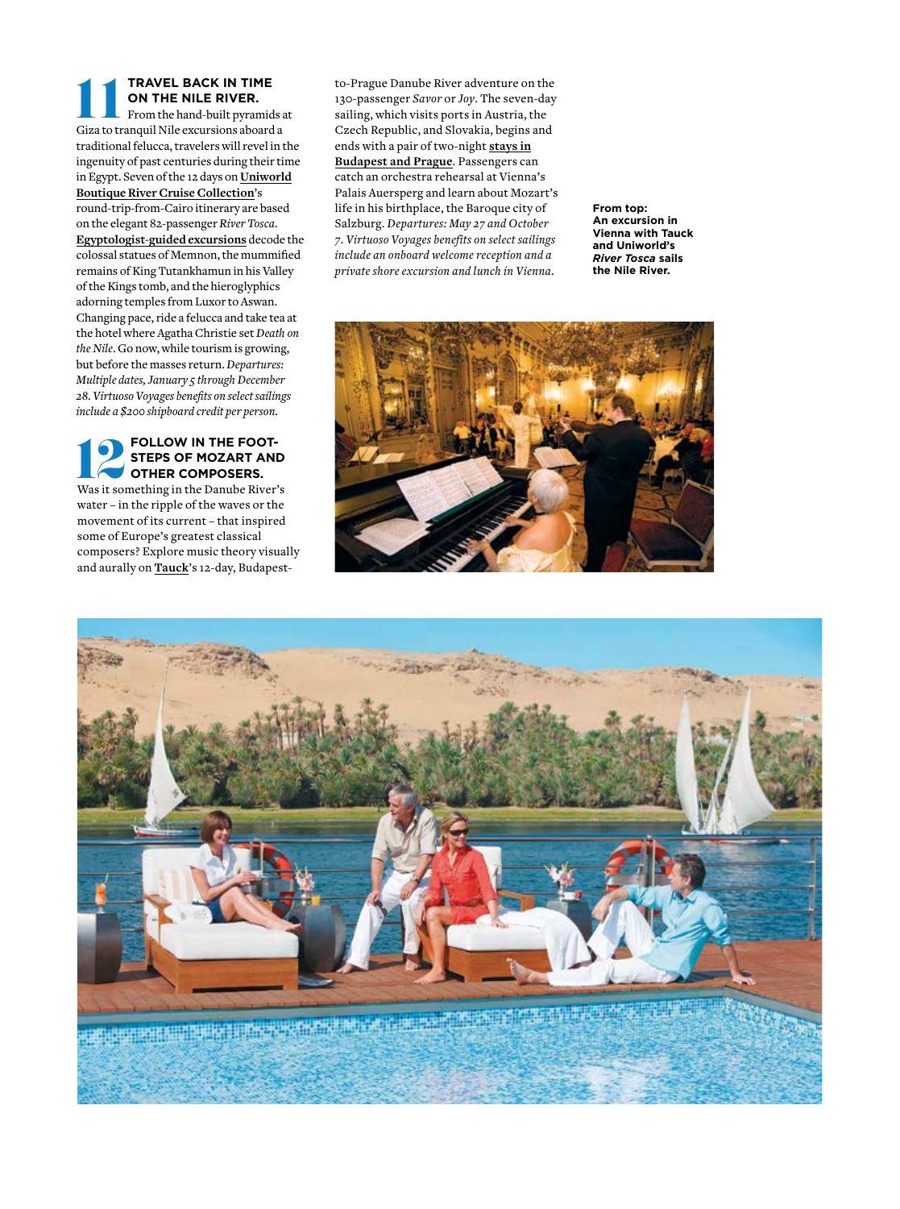## 11 TRAVEL BACK IN TIME ON THE NILE RIVER.

From the hand-built pyramids at Giza to tranquil Nile excursions aboard a traditional felucca, travelers will revel in the ingenuity of past centuries during their time in Egypt. Seven of the 12 days on **Uniworld Boutique River Cruise Collection**'s round-trip-from-Cairo itinerary are based on the elegant 82-passenger *River Tosca*. **Egyptologist-guided excursions** decode the colossal statues of Memnon, the mummified remains of King Tutankhamun in his Valley of the Kings tomb, and the hieroglyphics adorning temples from Luxor to Aswan. Changing pace, ride a felucca and take tea at the hotel where Agatha Christie set *Death on the Nile*. Go now, while tourism is growing, but before the masses return. *Departures: Multiple dates, January 5 through December 28. Virtuoso Voyages benefits on select sailings include a $200 shipboard credit per person.*

## 12 FOLLOW IN THE FOOTSTEPS OF MOZART AND OTHER COMPOSERS.

Was it something in the Danube River's water – in the ripple of the waves or the movement of its current – that inspired some of Europe's greatest classical composers? Explore music theory visually and aurally on **Tauck**'s 12-day, Budapest-to-Prague Danube River adventure on the 130-passenger *Savor* or *Joy*. The seven-day sailing, which visits ports in Austria, the Czech Republic, and Slovakia, begins and ends with a pair of two-night **stays in Budapest and Prague**. Passengers can catch an orchestra rehearsal at Vienna's Palais Auersperg and learn about Mozart's life in his birthplace, the Baroque city of Salzburg. *Departures: May 27 and October 7. Virtuoso Voyages benefits on select sailings include an onboard welcome reception and a private shore excursion and lunch in Vienna.*

**From top: An excursion in Vienna with Tauck and Uniworld's *River Tosca* sails the Nile River.**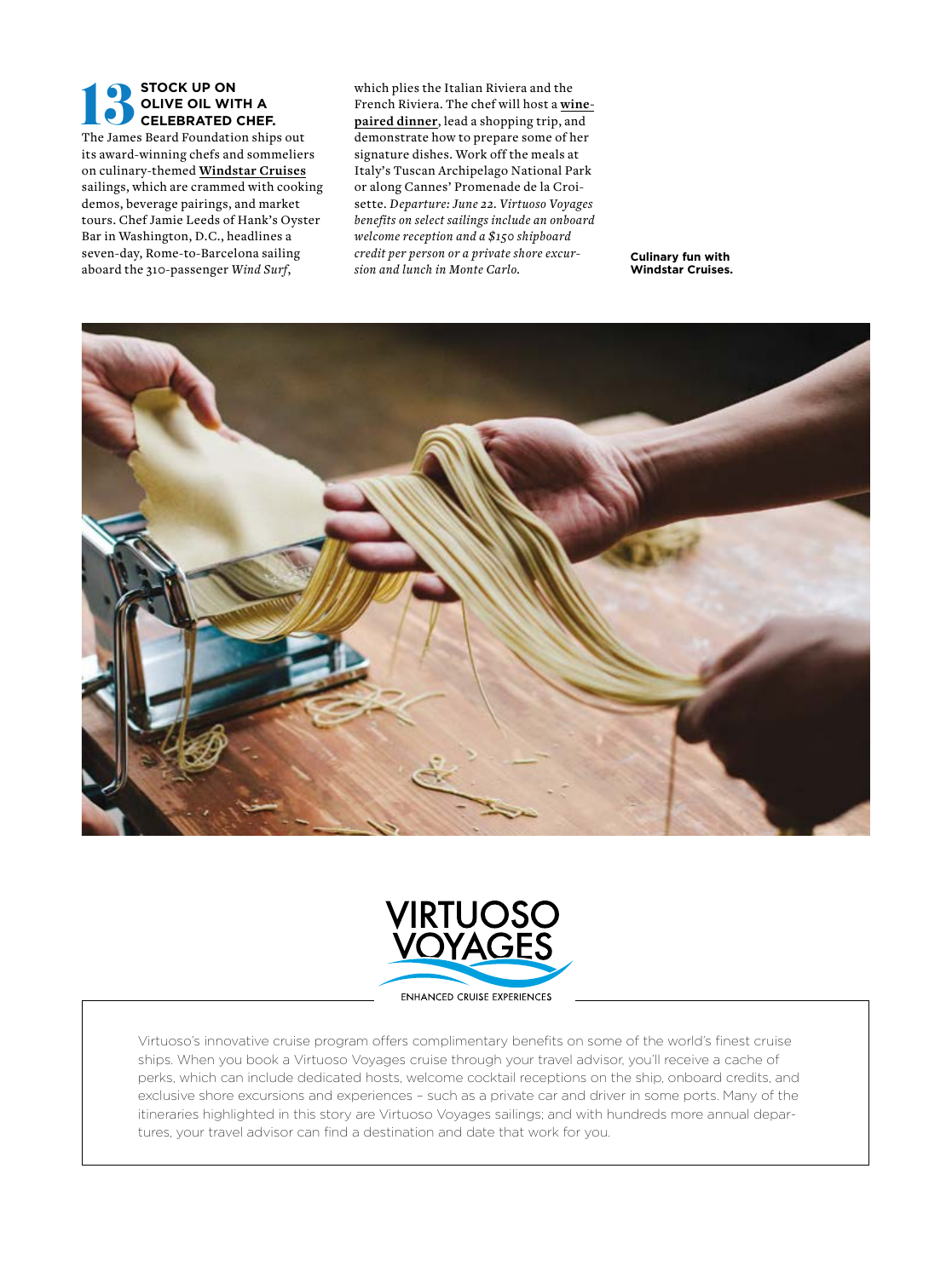## 13 STOCK UP ON OLIVE OIL WITH A CELEBRATED CHEF.

The James Beard Foundation ships out its award-winning chefs and sommeliers on culinary-themed **Windstar Cruises** sailings, which are crammed with cooking demos, beverage pairings, and market tours. Chef Jamie Leeds of Hank's Oyster Bar in Washington, D.C., headlines a seven-day, Rome-to-Barcelona sailing aboard the 310-passenger *Wind Surf*, which plies the Italian Riviera and the French Riviera. The chef will host a **wine-paired dinner**, lead a shopping trip, and demonstrate how to prepare some of her signature dishes. Work off the meals at Italy's Tuscan Archipelago National Park or along Cannes' Promenade de la Croisette. *Departure: June 22. Virtuoso Voyages benefits on select sailings include an onboard welcome reception and a $150 shipboard credit per person or a private shore excursion and lunch in Monte Carlo.*

**Culinary fun with Windstar Cruises.**

VIRTUOSO VOYAGES

ENHANCED CRUISE EXPERIENCES

Virtuoso's innovative cruise program offers complimentary benefits on some of the world's finest cruise ships. When you book a Virtuoso Voyages cruise through your travel advisor, you'll receive a cache of perks, which can include dedicated hosts, welcome cocktail receptions on the ship, onboard credits, and exclusive shore excursions and experiences – such as a private car and driver in some ports. Many of the itineraries highlighted in this story are Virtuoso Voyages sailings; and with hundreds more annual departures, your travel advisor can find a destination and date that work for you.